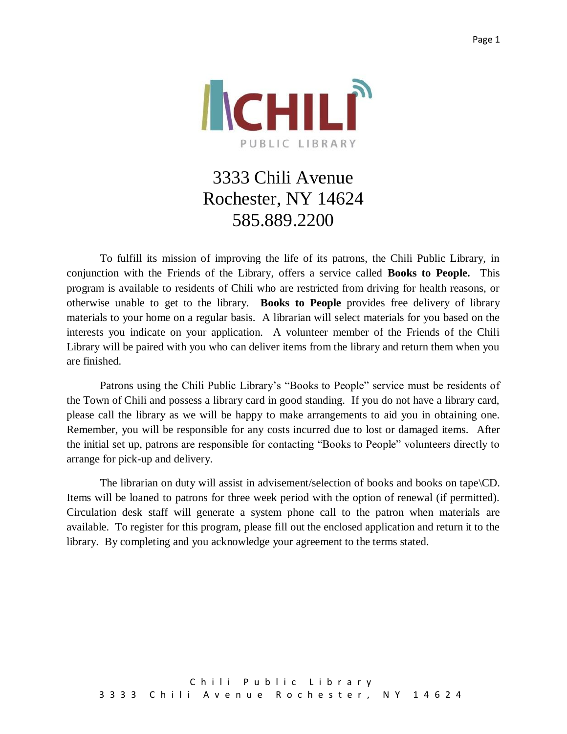# CHILI PUBLIC LIBRARY

3333 Chili Avenue
Rochester, NY 14624
585.889.2200

To fulfill its mission of improving the life of its patrons, the Chili Public Library, in conjunction with the Friends of the Library, offers a service called **Books to People.** This program is available to residents of Chili who are restricted from driving for health reasons, or otherwise unable to get to the library. **Books to People** provides free delivery of library materials to your home on a regular basis. A librarian will select materials for you based on the interests you indicate on your application. A volunteer member of the Friends of the Chili Library will be paired with you who can deliver items from the library and return them when you are finished.

Patrons using the Chili Public Library's "Books to People" service must be residents of the Town of Chili and possess a library card in good standing. If you do not have a library card, please call the library as we will be happy to make arrangements to aid you in obtaining one. Remember, you will be responsible for any costs incurred due to lost or damaged items. After the initial set up, patrons are responsible for contacting "Books to People" volunteers directly to arrange for pick-up and delivery.

The librarian on duty will assist in advisement/selection of books and books on tape\CD. Items will be loaned to patrons for three week period with the option of renewal (if permitted). Circulation desk staff will generate a system phone call to the patron when materials are available. To register for this program, please fill out the enclosed application and return it to the library. By completing and you acknowledge your agreement to the terms stated.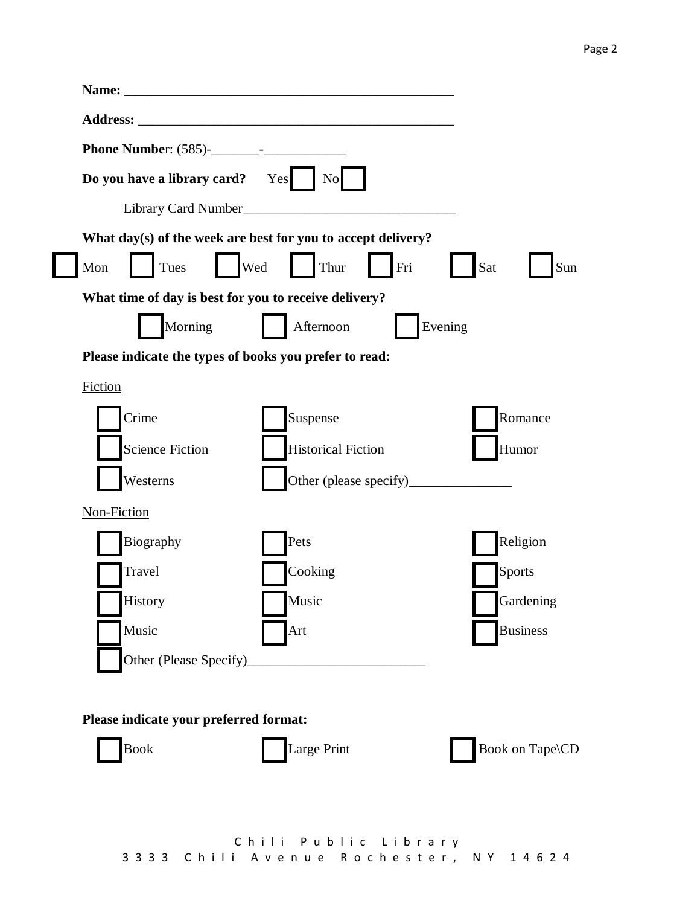**Name:** ________________________________________________

**Address:** ______________________________________________

**Phone Numbe**r: (585)-_______-____________

**Do you have a library card?** Yes ☐ No ☐

Library Card Number_______________________________

**What day(s) of the week are best for you to accept delivery?**

☐ Mon ☐ Tues ☐ Wed ☐ Thur ☐ Fri ☐ Sat ☐ Sun

**What time of day is best for you to receive delivery?**

☐ Morning ☐ Afternoon ☐ Evening

**Please indicate the types of books you prefer to read:**

Fiction

| | | |
|---|---|---|
| ☐ Crime | ☐ Suspense | ☐ Romance |
| ☐ Science Fiction | ☐ Historical Fiction | ☐ Humor |
| ☐ Westerns | ☐ Other (please specify)_______________ | |

Non-Fiction

| | | |
|---|---|---|
| ☐ Biography | ☐ Pets | ☐ Religion |
| ☐ Travel | ☐ Cooking | ☐ Sports |
| ☐ History | ☐ Music | ☐ Gardening |
| ☐ Music | ☐ Art | ☐ Business |
| ☐ Other (Please Specify)__________________________ | | |

**Please indicate your preferred format:**

☐ Book ☐ Large Print ☐ Book on Tape\CD

Chili Public Library
3333 Chili Avenue Rochester, NY 14624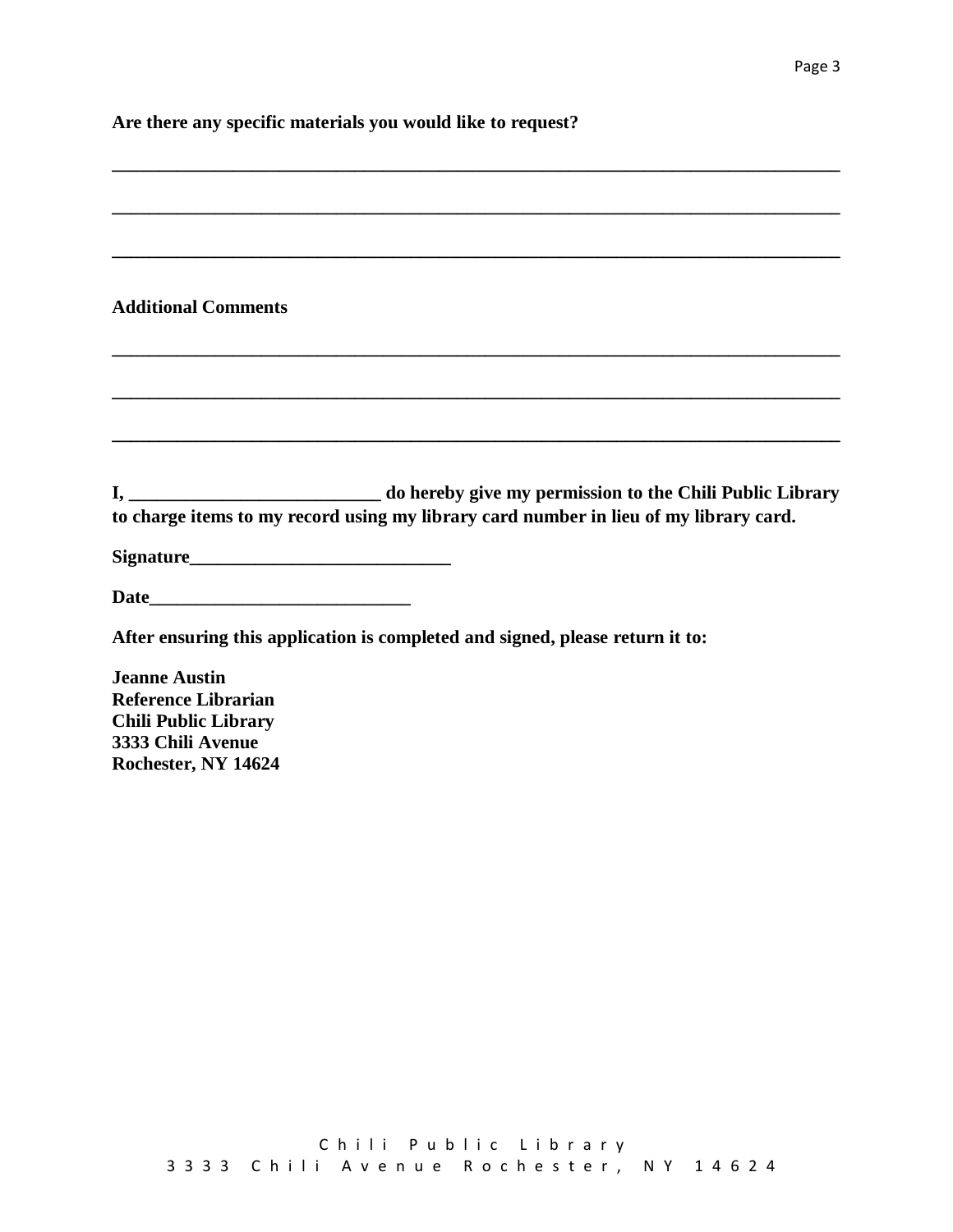**Are there any specific materials you would like to request?**

______________________________________________________________________________

______________________________________________________________________________

______________________________________________________________________________

**Additional Comments**

______________________________________________________________________________

______________________________________________________________________________

______________________________________________________________________________

**I, ___________________________ do hereby give my permission to the Chili Public Library to charge items to my record using my library card number in lieu of my library card.**

**Signature____________________________**

**Date____________________________**

**After ensuring this application is completed and signed, please return it to:**

**Jeanne Austin**
**Reference Librarian**
**Chili Public Library**
**3333 Chili Avenue**
**Rochester, NY 14624**